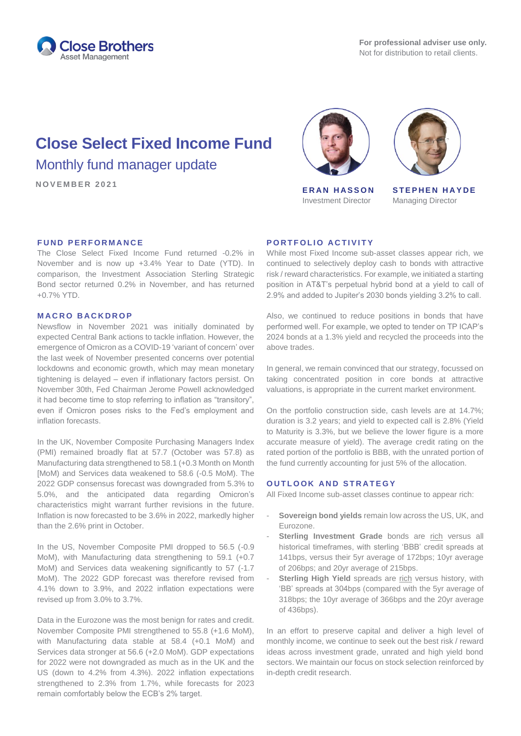For professional adviser use only.
Not for distribution to retail clients.

# Close Select Fixed Income Fund

## Monthly fund manager update

NOVEMBER 2021

**ERAN HASSON**
Investment Director

**STEPHEN HAYDE**
Managing Director

### FUND PERFORMANCE

The Close Select Fixed Income Fund returned -0.2% in November and is now up +3.4% Year to Date (YTD). In comparison, the Investment Association Sterling Strategic Bond sector returned 0.2% in November, and has returned +0.7% YTD.

### MACRO BACKDROP

Newsflow in November 2021 was initially dominated by expected Central Bank actions to tackle inflation. However, the emergence of Omicron as a COVID-19 'variant of concern' over the last week of November presented concerns over potential lockdowns and economic growth, which may mean monetary tightening is delayed – even if inflationary factors persist. On November 30th, Fed Chairman Jerome Powell acknowledged it had become time to stop referring to inflation as "transitory", even if Omicron poses risks to the Fed's employment and inflation forecasts.

In the UK, November Composite Purchasing Managers Index (PMI) remained broadly flat at 57.7 (October was 57.8) as Manufacturing data strengthened to 58.1 (+0.3 Month on Month [MoM) and Services data weakened to 58.6 (-0.5 MoM). The 2022 GDP consensus forecast was downgraded from 5.3% to 5.0%, and the anticipated data regarding Omicron's characteristics might warrant further revisions in the future. Inflation is now forecasted to be 3.6% in 2022, markedly higher than the 2.6% print in October.

In the US, November Composite PMI dropped to 56.5 (-0.9 MoM), with Manufacturing data strengthening to 59.1 (+0.7 MoM) and Services data weakening significantly to 57 (-1.7 MoM). The 2022 GDP forecast was therefore revised from 4.1% down to 3.9%, and 2022 inflation expectations were revised up from 3.0% to 3.7%.

Data in the Eurozone was the most benign for rates and credit. November Composite PMI strengthened to 55.8 (+1.6 MoM), with Manufacturing data stable at 58.4 (+0.1 MoM) and Services data stronger at 56.6 (+2.0 MoM). GDP expectations for 2022 were not downgraded as much as in the UK and the US (down to 4.2% from 4.3%). 2022 inflation expectations strengthened to 2.3% from 1.7%, while forecasts for 2023 remain comfortably below the ECB's 2% target.

### PORTFOLIO ACTIVITY

While most Fixed Income sub-asset classes appear rich, we continued to selectively deploy cash to bonds with attractive risk / reward characteristics. For example, we initiated a starting position in AT&T's perpetual hybrid bond at a yield to call of 2.9% and added to Jupiter's 2030 bonds yielding 3.2% to call.

Also, we continued to reduce positions in bonds that have performed well. For example, we opted to tender on TP ICAP's 2024 bonds at a 1.3% yield and recycled the proceeds into the above trades.

In general, we remain convinced that our strategy, focussed on taking concentrated position in core bonds at attractive valuations, is appropriate in the current market environment.

On the portfolio construction side, cash levels are at 14.7%; duration is 3.2 years; and yield to expected call is 2.8% (Yield to Maturity is 3.3%, but we believe the lower figure is a more accurate measure of yield). The average credit rating on the rated portion of the portfolio is BBB, with the unrated portion of the fund currently accounting for just 5% of the allocation.

### OUTLOOK AND STRATEGY

All Fixed Income sub-asset classes continue to appear rich:

- **Sovereign bond yields** remain low across the US, UK, and Eurozone.
- **Sterling Investment Grade** bonds are rich versus all historical timeframes, with sterling 'BBB' credit spreads at 141bps, versus their 5yr average of 172bps; 10yr average of 206bps; and 20yr average of 215bps.
- **Sterling High Yield** spreads are rich versus history, with 'BB' spreads at 304bps (compared with the 5yr average of 318bps; the 10yr average of 366bps and the 20yr average of 436bps).

In an effort to preserve capital and deliver a high level of monthly income, we continue to seek out the best risk / reward ideas across investment grade, unrated and high yield bond sectors. We maintain our focus on stock selection reinforced by in-depth credit research.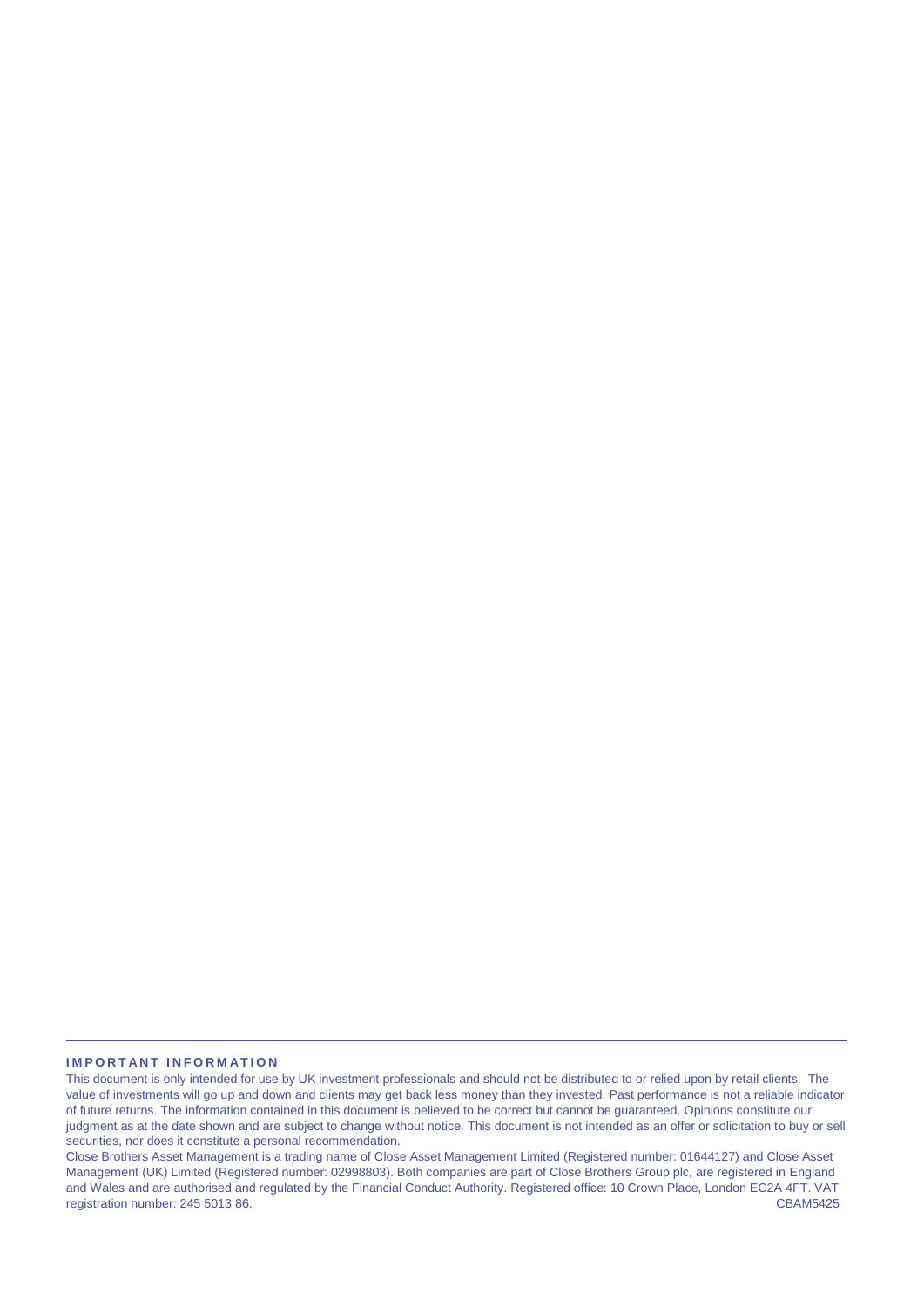## IMPORTANT INFORMATION

This document is only intended for use by UK investment professionals and should not be distributed to or relied upon by retail clients. The value of investments will go up and down and clients may get back less money than they invested. Past performance is not a reliable indicator of future returns. The information contained in this document is believed to be correct but cannot be guaranteed. Opinions constitute our judgment as at the date shown and are subject to change without notice. This document is not intended as an offer or solicitation to buy or sell securities, nor does it constitute a personal recommendation.

Close Brothers Asset Management is a trading name of Close Asset Management Limited (Registered number: 01644127) and Close Asset Management (UK) Limited (Registered number: 02998803). Both companies are part of Close Brothers Group plc, are registered in England and Wales and are authorised and regulated by the Financial Conduct Authority. Registered office: 10 Crown Place, London EC2A 4FT. VAT registration number: 245 5013 86.

CBAM5425